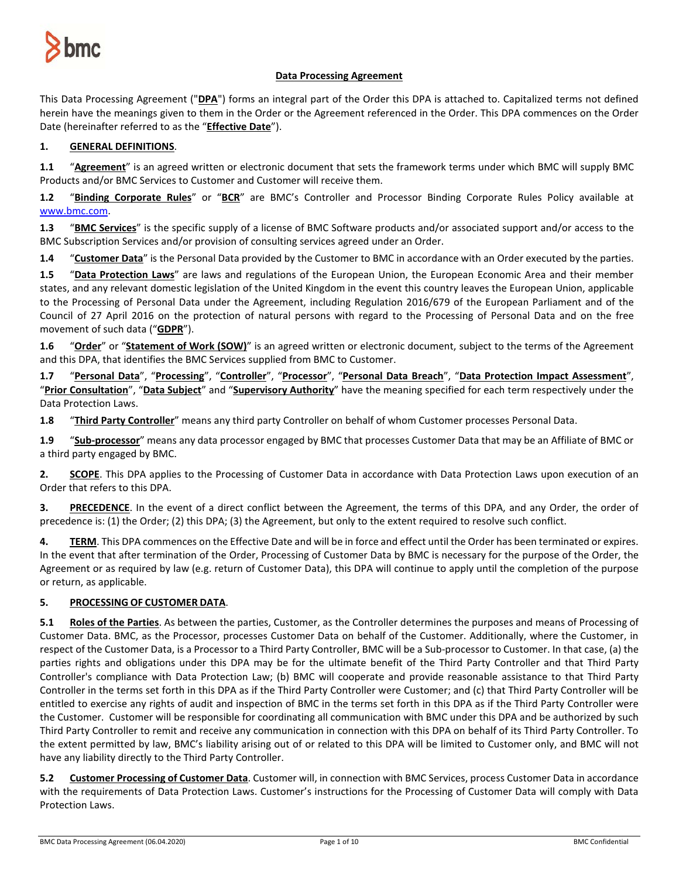# Data Processing Agreement

This Data Processing Agreement ("**DPA**") forms an integral part of the Order this DPA is attached to. Capitalized terms not defined herein have the meanings given to them in the Order or the Agreement referenced in the Order. This DPA commences on the Order Date (hereinafter referred to as the "**Effective Date**").

**1. GENERAL DEFINITIONS.**

**1.1** "**Agreement**" is an agreed written or electronic document that sets the framework terms under which BMC will supply BMC Products and/or BMC Services to Customer and Customer will receive them.

**1.2** "**Binding Corporate Rules**" or "**BCR**" are BMC's Controller and Processor Binding Corporate Rules Policy available at www.bmc.com.

**1.3** "**BMC Services**" is the specific supply of a license of BMC Software products and/or associated support and/or access to the BMC Subscription Services and/or provision of consulting services agreed under an Order.

**1.4** "**Customer Data**" is the Personal Data provided by the Customer to BMC in accordance with an Order executed by the parties.

**1.5** "**Data Protection Laws**" are laws and regulations of the European Union, the European Economic Area and their member states, and any relevant domestic legislation of the United Kingdom in the event this country leaves the European Union, applicable to the Processing of Personal Data under the Agreement, including Regulation 2016/679 of the European Parliament and of the Council of 27 April 2016 on the protection of natural persons with regard to the Processing of Personal Data and on the free movement of such data ("**GDPR**").

**1.6** "**Order**" or "**Statement of Work (SOW)**" is an agreed written or electronic document, subject to the terms of the Agreement and this DPA, that identifies the BMC Services supplied from BMC to Customer.

**1.7** "**Personal Data**", "**Processing**", "**Controller**", "**Processor**", "**Personal Data Breach**", "**Data Protection Impact Assessment**", "**Prior Consultation**", "**Data Subject**" and "**Supervisory Authority**" have the meaning specified for each term respectively under the Data Protection Laws.

**1.8** "**Third Party Controller**" means any third party Controller on behalf of whom Customer processes Personal Data.

**1.9** "**Sub-processor**" means any data processor engaged by BMC that processes Customer Data that may be an Affiliate of BMC or a third party engaged by BMC.

**2. SCOPE.** This DPA applies to the Processing of Customer Data in accordance with Data Protection Laws upon execution of an Order that refers to this DPA.

**3. PRECEDENCE.** In the event of a direct conflict between the Agreement, the terms of this DPA, and any Order, the order of precedence is: (1) the Order; (2) this DPA; (3) the Agreement, but only to the extent required to resolve such conflict.

**4. TERM.** This DPA commences on the Effective Date and will be in force and effect until the Order has been terminated or expires. In the event that after termination of the Order, Processing of Customer Data by BMC is necessary for the purpose of the Order, the Agreement or as required by law (e.g. return of Customer Data), this DPA will continue to apply until the completion of the purpose or return, as applicable.

**5. PROCESSING OF CUSTOMER DATA.**

**5.1 Roles of the Parties.** As between the parties, Customer, as the Controller determines the purposes and means of Processing of Customer Data. BMC, as the Processor, processes Customer Data on behalf of the Customer. Additionally, where the Customer, in respect of the Customer Data, is a Processor to a Third Party Controller, BMC will be a Sub-processor to Customer. In that case, (a) the parties rights and obligations under this DPA may be for the ultimate benefit of the Third Party Controller and that Third Party Controller's compliance with Data Protection Law; (b) BMC will cooperate and provide reasonable assistance to that Third Party Controller in the terms set forth in this DPA as if the Third Party Controller were Customer; and (c) that Third Party Controller will be entitled to exercise any rights of audit and inspection of BMC in the terms set forth in this DPA as if the Third Party Controller were the Customer. Customer will be responsible for coordinating all communication with BMC under this DPA and be authorized by such Third Party Controller to remit and receive any communication in connection with this DPA on behalf of its Third Party Controller. To the extent permitted by law, BMC's liability arising out of or related to this DPA will be limited to Customer only, and BMC will not have any liability directly to the Third Party Controller.

**5.2 Customer Processing of Customer Data.** Customer will, in connection with BMC Services, process Customer Data in accordance with the requirements of Data Protection Laws. Customer's instructions for the Processing of Customer Data will comply with Data Protection Laws.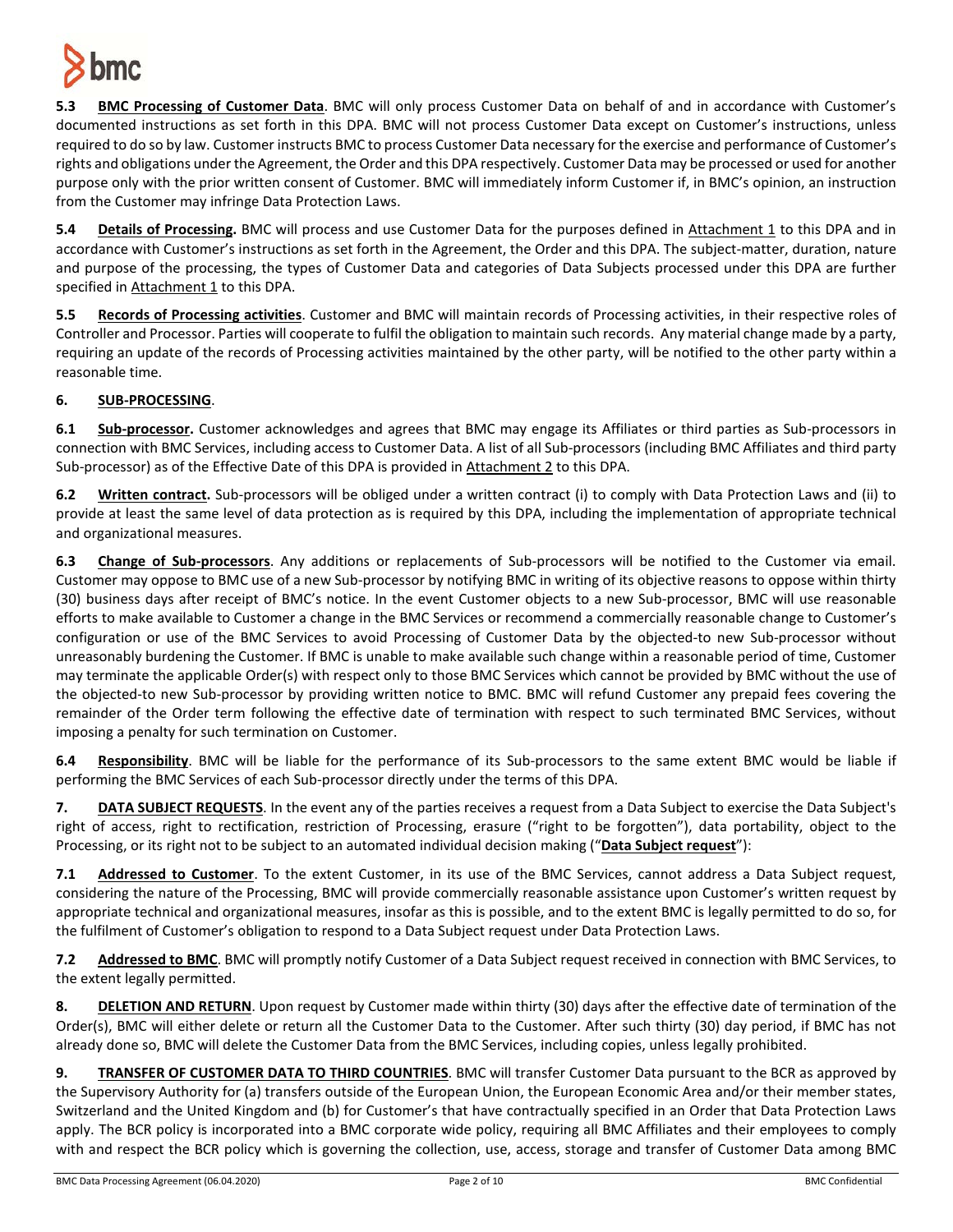**5.3 BMC Processing of Customer Data**. BMC will only process Customer Data on behalf of and in accordance with Customer's documented instructions as set forth in this DPA. BMC will not process Customer Data except on Customer's instructions, unless required to do so by law. Customer instructs BMC to process Customer Data necessary for the exercise and performance of Customer's rights and obligations under the Agreement, the Order and this DPA respectively. Customer Data may be processed or used for another purpose only with the prior written consent of Customer. BMC will immediately inform Customer if, in BMC's opinion, an instruction from the Customer may infringe Data Protection Laws.

**5.4 Details of Processing.** BMC will process and use Customer Data for the purposes defined in Attachment 1 to this DPA and in accordance with Customer's instructions as set forth in the Agreement, the Order and this DPA. The subject-matter, duration, nature and purpose of the processing, the types of Customer Data and categories of Data Subjects processed under this DPA are further specified in Attachment 1 to this DPA.

**5.5 Records of Processing activities**. Customer and BMC will maintain records of Processing activities, in their respective roles of Controller and Processor. Parties will cooperate to fulfil the obligation to maintain such records. Any material change made by a party, requiring an update of the records of Processing activities maintained by the other party, will be notified to the other party within a reasonable time.

**6. SUB-PROCESSING**.

**6.1 Sub-processor.** Customer acknowledges and agrees that BMC may engage its Affiliates or third parties as Sub-processors in connection with BMC Services, including access to Customer Data. A list of all Sub-processors (including BMC Affiliates and third party Sub-processor) as of the Effective Date of this DPA is provided in Attachment 2 to this DPA.

**6.2 Written contract.** Sub-processors will be obliged under a written contract (i) to comply with Data Protection Laws and (ii) to provide at least the same level of data protection as is required by this DPA, including the implementation of appropriate technical and organizational measures.

**6.3 Change of Sub-processors**. Any additions or replacements of Sub-processors will be notified to the Customer via email. Customer may oppose to BMC use of a new Sub-processor by notifying BMC in writing of its objective reasons to oppose within thirty (30) business days after receipt of BMC's notice. In the event Customer objects to a new Sub-processor, BMC will use reasonable efforts to make available to Customer a change in the BMC Services or recommend a commercially reasonable change to Customer's configuration or use of the BMC Services to avoid Processing of Customer Data by the objected-to new Sub-processor without unreasonably burdening the Customer. If BMC is unable to make available such change within a reasonable period of time, Customer may terminate the applicable Order(s) with respect only to those BMC Services which cannot be provided by BMC without the use of the objected-to new Sub-processor by providing written notice to BMC. BMC will refund Customer any prepaid fees covering the remainder of the Order term following the effective date of termination with respect to such terminated BMC Services, without imposing a penalty for such termination on Customer.

**6.4 Responsibility**. BMC will be liable for the performance of its Sub-processors to the same extent BMC would be liable if performing the BMC Services of each Sub-processor directly under the terms of this DPA.

**7. DATA SUBJECT REQUESTS**. In the event any of the parties receives a request from a Data Subject to exercise the Data Subject's right of access, right to rectification, restriction of Processing, erasure ("right to be forgotten"), data portability, object to the Processing, or its right not to be subject to an automated individual decision making ("**Data Subject request**"):

**7.1 Addressed to Customer**. To the extent Customer, in its use of the BMC Services, cannot address a Data Subject request, considering the nature of the Processing, BMC will provide commercially reasonable assistance upon Customer's written request by appropriate technical and organizational measures, insofar as this is possible, and to the extent BMC is legally permitted to do so, for the fulfilment of Customer's obligation to respond to a Data Subject request under Data Protection Laws.

**7.2 Addressed to BMC**. BMC will promptly notify Customer of a Data Subject request received in connection with BMC Services, to the extent legally permitted.

**8. DELETION AND RETURN**. Upon request by Customer made within thirty (30) days after the effective date of termination of the Order(s), BMC will either delete or return all the Customer Data to the Customer. After such thirty (30) day period, if BMC has not already done so, BMC will delete the Customer Data from the BMC Services, including copies, unless legally prohibited.

**9. TRANSFER OF CUSTOMER DATA TO THIRD COUNTRIES**. BMC will transfer Customer Data pursuant to the BCR as approved by the Supervisory Authority for (a) transfers outside of the European Union, the European Economic Area and/or their member states, Switzerland and the United Kingdom and (b) for Customer's that have contractually specified in an Order that Data Protection Laws apply. The BCR policy is incorporated into a BMC corporate wide policy, requiring all BMC Affiliates and their employees to comply with and respect the BCR policy which is governing the collection, use, access, storage and transfer of Customer Data among BMC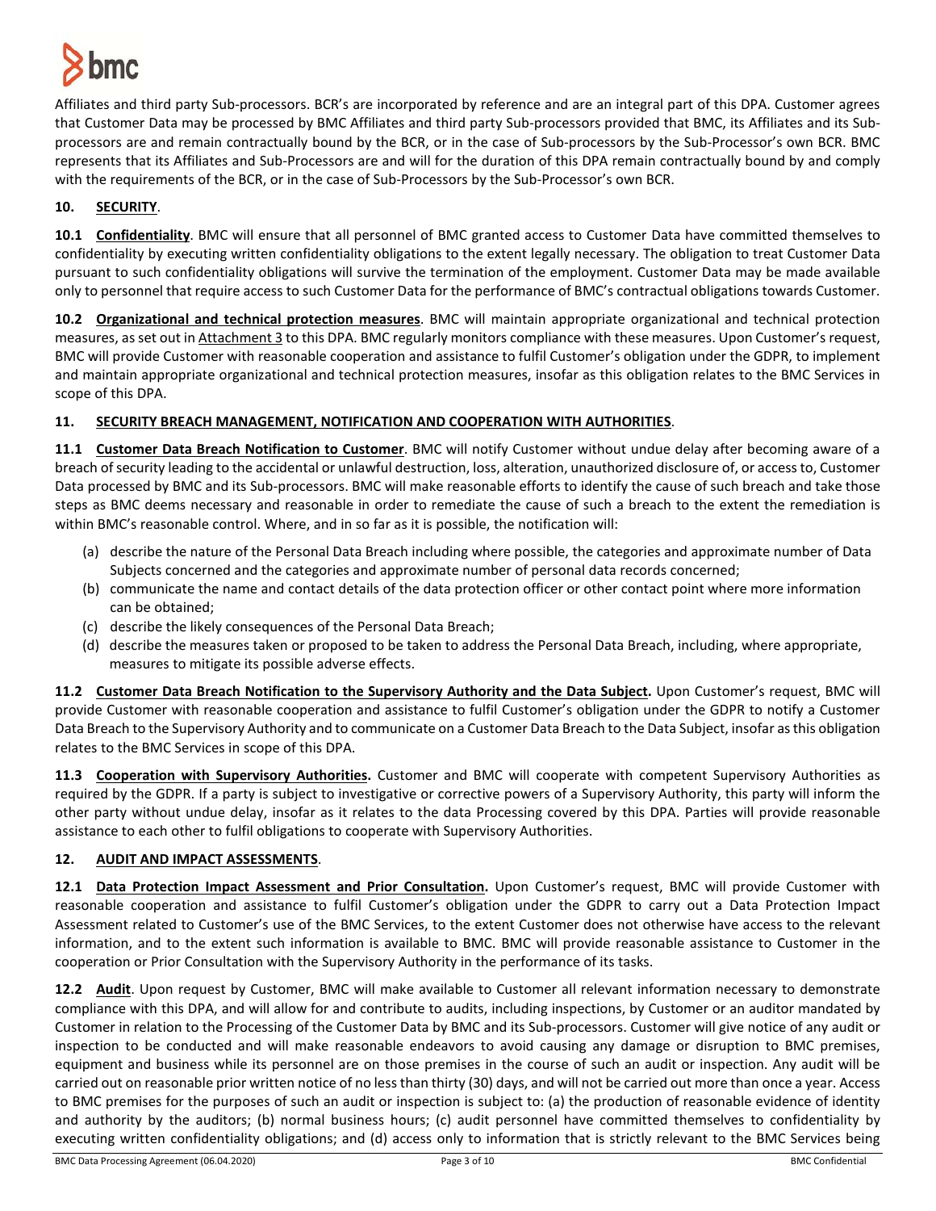Affiliates and third party Sub-processors. BCR's are incorporated by reference and are an integral part of this DPA. Customer agrees that Customer Data may be processed by BMC Affiliates and third party Sub-processors provided that BMC, its Affiliates and its Sub-processors are and remain contractually bound by the BCR, or in the case of Sub-processors by the Sub-Processor's own BCR. BMC represents that its Affiliates and Sub-Processors are and will for the duration of this DPA remain contractually bound by and comply with the requirements of the BCR, or in the case of Sub-Processors by the Sub-Processor's own BCR.

**10. SECURITY.**

**10.1 Confidentiality**. BMC will ensure that all personnel of BMC granted access to Customer Data have committed themselves to confidentiality by executing written confidentiality obligations to the extent legally necessary. The obligation to treat Customer Data pursuant to such confidentiality obligations will survive the termination of the employment. Customer Data may be made available only to personnel that require access to such Customer Data for the performance of BMC's contractual obligations towards Customer.

**10.2 Organizational and technical protection measures**. BMC will maintain appropriate organizational and technical protection measures, as set out in Attachment 3 to this DPA. BMC regularly monitors compliance with these measures. Upon Customer's request, BMC will provide Customer with reasonable cooperation and assistance to fulfil Customer's obligation under the GDPR, to implement and maintain appropriate organizational and technical protection measures, insofar as this obligation relates to the BMC Services in scope of this DPA.

**11. SECURITY BREACH MANAGEMENT, NOTIFICATION AND COOPERATION WITH AUTHORITIES.**

**11.1 Customer Data Breach Notification to Customer**. BMC will notify Customer without undue delay after becoming aware of a breach of security leading to the accidental or unlawful destruction, loss, alteration, unauthorized disclosure of, or access to, Customer Data processed by BMC and its Sub-processors. BMC will make reasonable efforts to identify the cause of such breach and take those steps as BMC deems necessary and reasonable in order to remediate the cause of such a breach to the extent the remediation is within BMC's reasonable control. Where, and in so far as it is possible, the notification will:

(a) describe the nature of the Personal Data Breach including where possible, the categories and approximate number of Data Subjects concerned and the categories and approximate number of personal data records concerned;
(b) communicate the name and contact details of the data protection officer or other contact point where more information can be obtained;
(c) describe the likely consequences of the Personal Data Breach;
(d) describe the measures taken or proposed to be taken to address the Personal Data Breach, including, where appropriate, measures to mitigate its possible adverse effects.

**11.2 Customer Data Breach Notification to the Supervisory Authority and the Data Subject.** Upon Customer's request, BMC will provide Customer with reasonable cooperation and assistance to fulfil Customer's obligation under the GDPR to notify a Customer Data Breach to the Supervisory Authority and to communicate on a Customer Data Breach to the Data Subject, insofar as this obligation relates to the BMC Services in scope of this DPA.

**11.3 Cooperation with Supervisory Authorities.** Customer and BMC will cooperate with competent Supervisory Authorities as required by the GDPR. If a party is subject to investigative or corrective powers of a Supervisory Authority, this party will inform the other party without undue delay, insofar as it relates to the data Processing covered by this DPA. Parties will provide reasonable assistance to each other to fulfil obligations to cooperate with Supervisory Authorities.

**12. AUDIT AND IMPACT ASSESSMENTS.**

**12.1 Data Protection Impact Assessment and Prior Consultation.** Upon Customer's request, BMC will provide Customer with reasonable cooperation and assistance to fulfil Customer's obligation under the GDPR to carry out a Data Protection Impact Assessment related to Customer's use of the BMC Services, to the extent Customer does not otherwise have access to the relevant information, and to the extent such information is available to BMC. BMC will provide reasonable assistance to Customer in the cooperation or Prior Consultation with the Supervisory Authority in the performance of its tasks.

**12.2 Audit**. Upon request by Customer, BMC will make available to Customer all relevant information necessary to demonstrate compliance with this DPA, and will allow for and contribute to audits, including inspections, by Customer or an auditor mandated by Customer in relation to the Processing of the Customer Data by BMC and its Sub-processors. Customer will give notice of any audit or inspection to be conducted and will make reasonable endeavors to avoid causing any damage or disruption to BMC premises, equipment and business while its personnel are on those premises in the course of such an audit or inspection. Any audit will be carried out on reasonable prior written notice of no less than thirty (30) days, and will not be carried out more than once a year. Access to BMC premises for the purposes of such an audit or inspection is subject to: (a) the production of reasonable evidence of identity and authority by the auditors; (b) normal business hours; (c) audit personnel have committed themselves to confidentiality by executing written confidentiality obligations; and (d) access only to information that is strictly relevant to the BMC Services being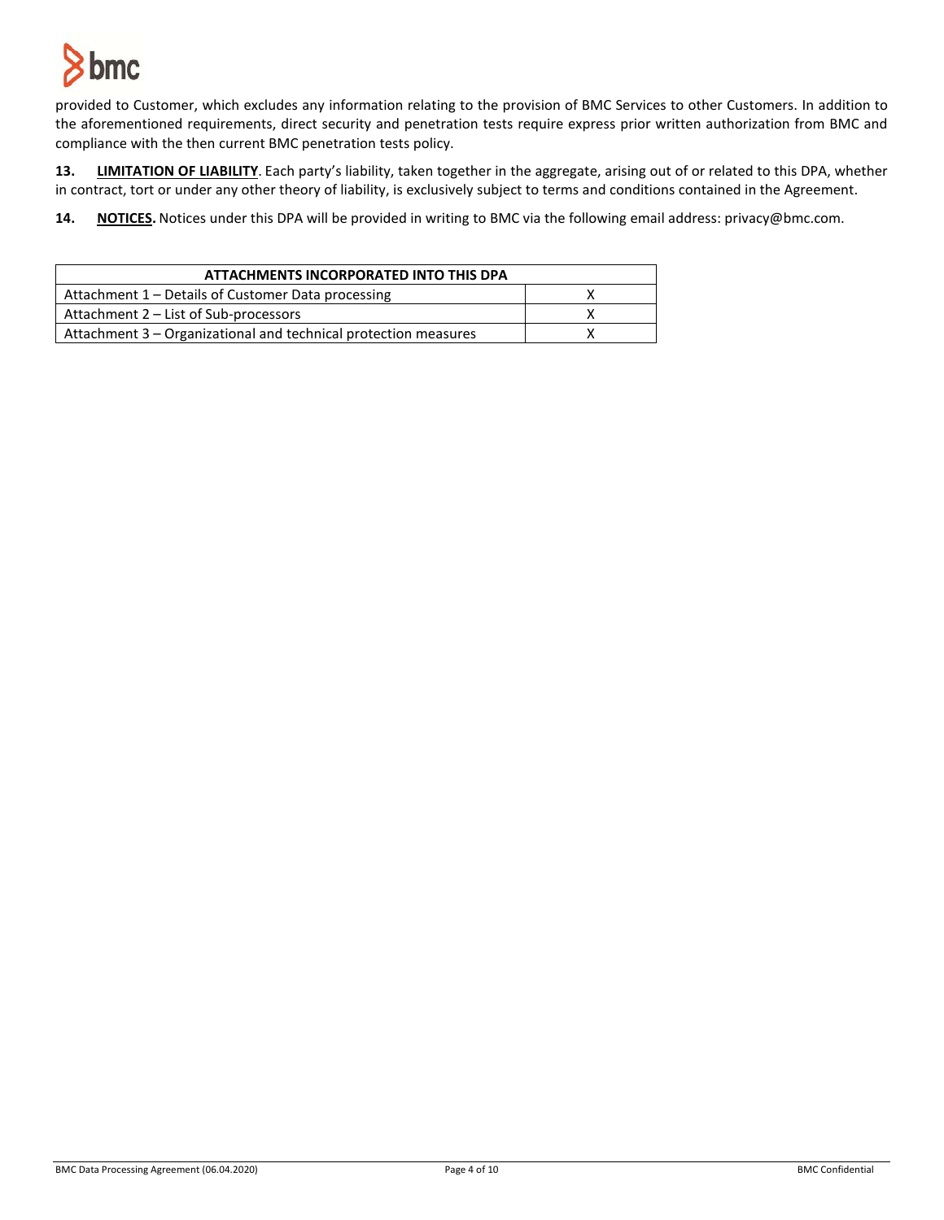provided to Customer, which excludes any information relating to the provision of BMC Services to other Customers. In addition to the aforementioned requirements, direct security and penetration tests require express prior written authorization from BMC and compliance with the then current BMC penetration tests policy.

**13. <u>LIMITATION OF LIABILITY</u>**. Each party's liability, taken together in the aggregate, arising out of or related to this DPA, whether in contract, tort or under any other theory of liability, is exclusively subject to terms and conditions contained in the Agreement.

**14. <u>NOTICES</u>.** Notices under this DPA will be provided in writing to BMC via the following email address: privacy@bmc.com.

| ATTACHMENTS INCORPORATED INTO THIS DPA | |
|---|---|
| Attachment 1 – Details of Customer Data processing | X |
| Attachment 2 – List of Sub-processors | X |
| Attachment 3 – Organizational and technical protection measures | X |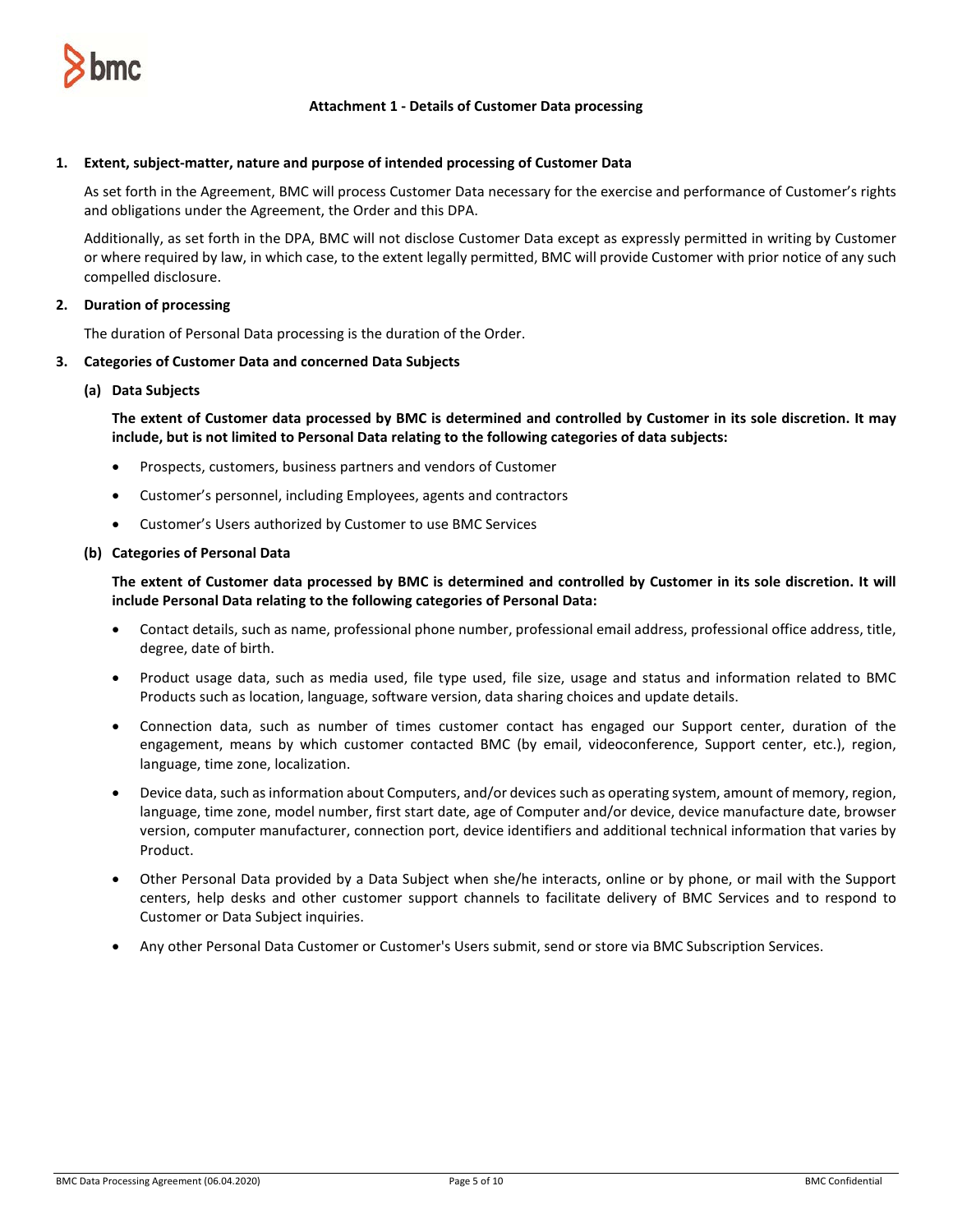## Attachment 1 - Details of Customer Data processing

### 1. Extent, subject-matter, nature and purpose of intended processing of Customer Data

As set forth in the Agreement, BMC will process Customer Data necessary for the exercise and performance of Customer's rights and obligations under the Agreement, the Order and this DPA.

Additionally, as set forth in the DPA, BMC will not disclose Customer Data except as expressly permitted in writing by Customer or where required by law, in which case, to the extent legally permitted, BMC will provide Customer with prior notice of any such compelled disclosure.

### 2. Duration of processing

The duration of Personal Data processing is the duration of the Order.

### 3. Categories of Customer Data and concerned Data Subjects

#### (a) Data Subjects

**The extent of Customer data processed by BMC is determined and controlled by Customer in its sole discretion. It may include, but is not limited to Personal Data relating to the following categories of data subjects:**

- Prospects, customers, business partners and vendors of Customer
- Customer's personnel, including Employees, agents and contractors
- Customer's Users authorized by Customer to use BMC Services

#### (b) Categories of Personal Data

**The extent of Customer data processed by BMC is determined and controlled by Customer in its sole discretion. It will include Personal Data relating to the following categories of Personal Data:**

- Contact details, such as name, professional phone number, professional email address, professional office address, title, degree, date of birth.
- Product usage data, such as media used, file type used, file size, usage and status and information related to BMC Products such as location, language, software version, data sharing choices and update details.
- Connection data, such as number of times customer contact has engaged our Support center, duration of the engagement, means by which customer contacted BMC (by email, videoconference, Support center, etc.), region, language, time zone, localization.
- Device data, such as information about Computers, and/or devices such as operating system, amount of memory, region, language, time zone, model number, first start date, age of Computer and/or device, device manufacture date, browser version, computer manufacturer, connection port, device identifiers and additional technical information that varies by Product.
- Other Personal Data provided by a Data Subject when she/he interacts, online or by phone, or mail with the Support centers, help desks and other customer support channels to facilitate delivery of BMC Services and to respond to Customer or Data Subject inquiries.
- Any other Personal Data Customer or Customer's Users submit, send or store via BMC Subscription Services.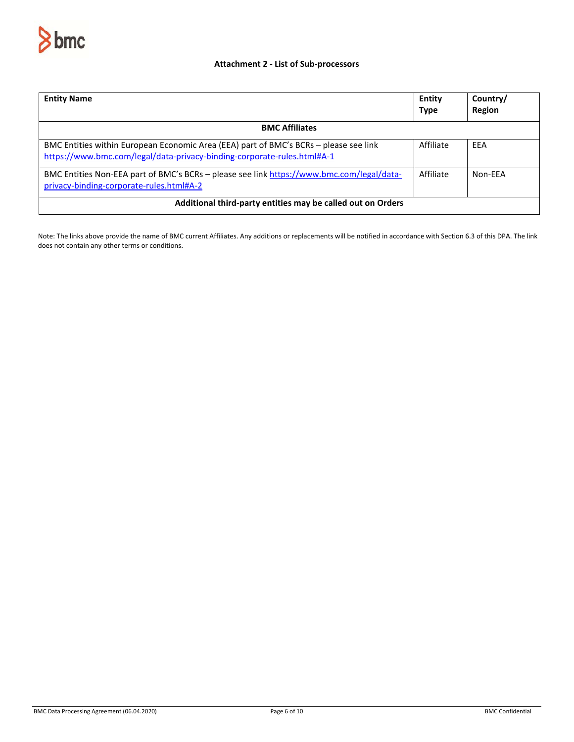### Attachment 2 - List of Sub-processors

| Entity Name | Entity Type | Country/ Region |
|---|---|---|
| **BMC Affiliates** | | |
| BMC Entities within European Economic Area (EEA) part of BMC's BCRs – please see link https://www.bmc.com/legal/data-privacy-binding-corporate-rules.html#A-1 | Affiliate | EEA |
| BMC Entities Non-EEA part of BMC's BCRs – please see link https://www.bmc.com/legal/data-privacy-binding-corporate-rules.html#A-2 | Affiliate | Non-EEA |
| **Additional third-party entities may be called out on Orders** | | |

Note: The links above provide the name of BMC current Affiliates. Any additions or replacements will be notified in accordance with Section 6.3 of this DPA. The link does not contain any other terms or conditions.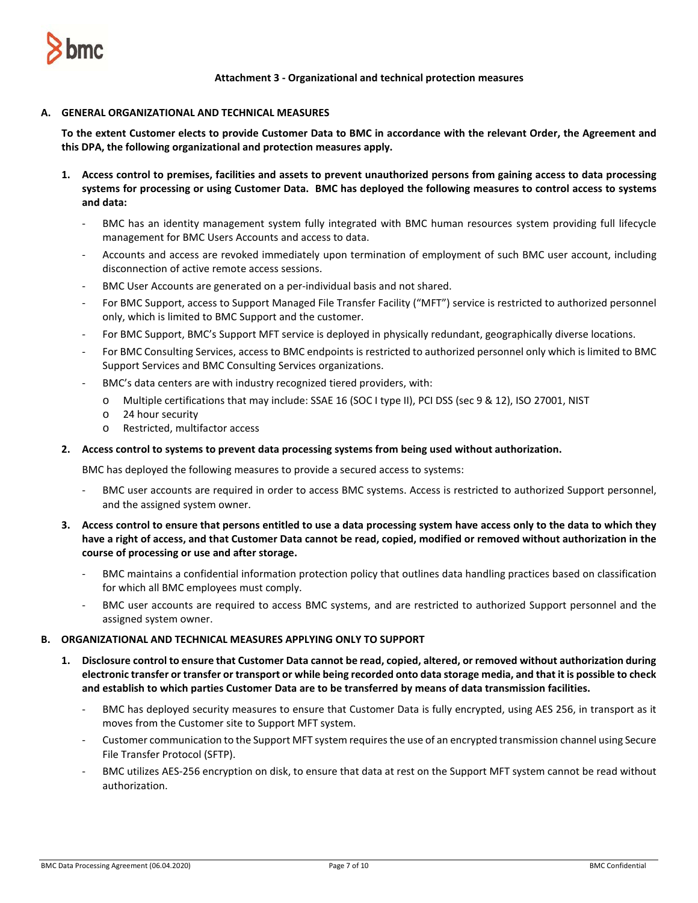**Attachment 3 - Organizational and technical protection measures**

## A. GENERAL ORGANIZATIONAL AND TECHNICAL MEASURES

**To the extent Customer elects to provide Customer Data to BMC in accordance with the relevant Order, the Agreement and this DPA, the following organizational and protection measures apply.**

1. **Access control to premises, facilities and assets to prevent unauthorized persons from gaining access to data processing systems for processing or using Customer Data. BMC has deployed the following measures to control access to systems and data:**

   - BMC has an identity management system fully integrated with BMC human resources system providing full lifecycle management for BMC Users Accounts and access to data.
   - Accounts and access are revoked immediately upon termination of employment of such BMC user account, including disconnection of active remote access sessions.
   - BMC User Accounts are generated on a per-individual basis and not shared.
   - For BMC Support, access to Support Managed File Transfer Facility ("MFT") service is restricted to authorized personnel only, which is limited to BMC Support and the customer.
   - For BMC Support, BMC's Support MFT service is deployed in physically redundant, geographically diverse locations.
   - For BMC Consulting Services, access to BMC endpoints is restricted to authorized personnel only which is limited to BMC Support Services and BMC Consulting Services organizations.
   - BMC's data centers are with industry recognized tiered providers, with:
     - Multiple certifications that may include: SSAE 16 (SOC I type II), PCI DSS (sec 9 & 12), ISO 27001, NIST
     - 24 hour security
     - Restricted, multifactor access

2. **Access control to systems to prevent data processing systems from being used without authorization.**

   BMC has deployed the following measures to provide a secured access to systems:

   - BMC user accounts are required in order to access BMC systems. Access is restricted to authorized Support personnel, and the assigned system owner.

3. **Access control to ensure that persons entitled to use a data processing system have access only to the data to which they have a right of access, and that Customer Data cannot be read, copied, modified or removed without authorization in the course of processing or use and after storage.**

   - BMC maintains a confidential information protection policy that outlines data handling practices based on classification for which all BMC employees must comply.
   - BMC user accounts are required to access BMC systems, and are restricted to authorized Support personnel and the assigned system owner.

## B. ORGANIZATIONAL AND TECHNICAL MEASURES APPLYING ONLY TO SUPPORT

1. **Disclosure control to ensure that Customer Data cannot be read, copied, altered, or removed without authorization during electronic transfer or transfer or transport or while being recorded onto data storage media, and that it is possible to check and establish to which parties Customer Data are to be transferred by means of data transmission facilities.**

   - BMC has deployed security measures to ensure that Customer Data is fully encrypted, using AES 256, in transport as it moves from the Customer site to Support MFT system.
   - Customer communication to the Support MFT system requires the use of an encrypted transmission channel using Secure File Transfer Protocol (SFTP).
   - BMC utilizes AES-256 encryption on disk, to ensure that data at rest on the Support MFT system cannot be read without authorization.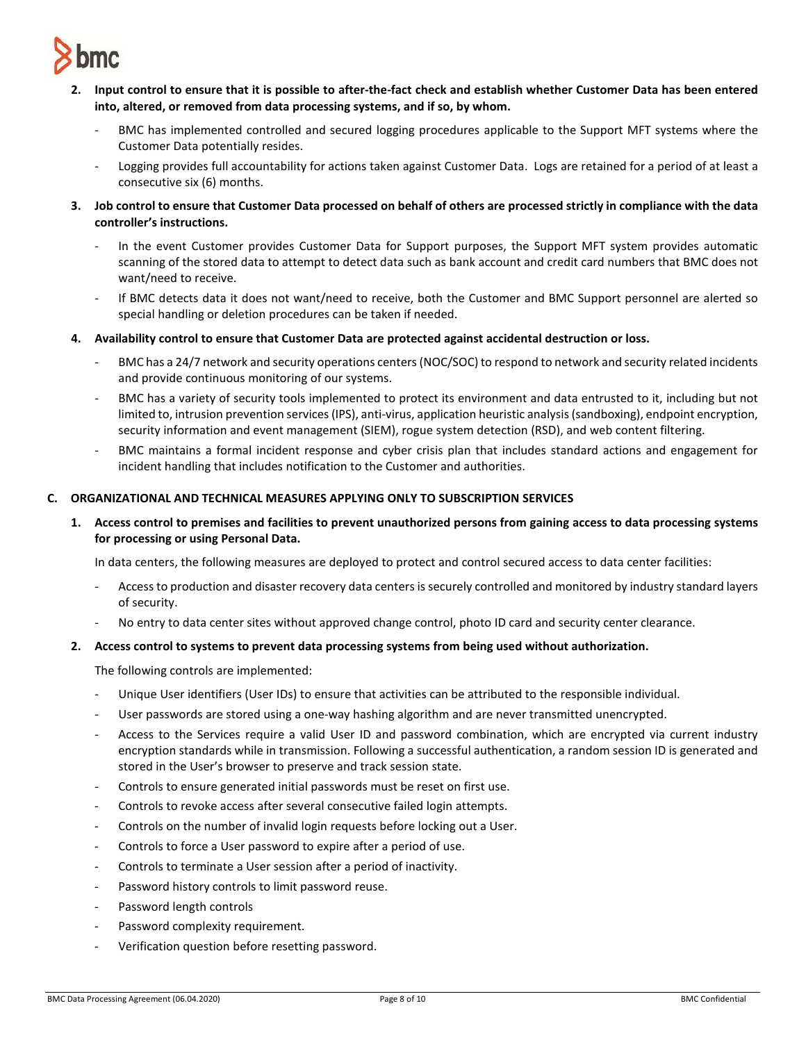2. **Input control to ensure that it is possible to after-the-fact check and establish whether Customer Data has been entered into, altered, or removed from data processing systems, and if so, by whom.**

   - BMC has implemented controlled and secured logging procedures applicable to the Support MFT systems where the Customer Data potentially resides.
   - Logging provides full accountability for actions taken against Customer Data. Logs are retained for a period of at least a consecutive six (6) months.

3. **Job control to ensure that Customer Data processed on behalf of others are processed strictly in compliance with the data controller's instructions.**

   - In the event Customer provides Customer Data for Support purposes, the Support MFT system provides automatic scanning of the stored data to attempt to detect data such as bank account and credit card numbers that BMC does not want/need to receive.
   - If BMC detects data it does not want/need to receive, both the Customer and BMC Support personnel are alerted so special handling or deletion procedures can be taken if needed.

4. **Availability control to ensure that Customer Data are protected against accidental destruction or loss.**

   - BMC has a 24/7 network and security operations centers (NOC/SOC) to respond to network and security related incidents and provide continuous monitoring of our systems.
   - BMC has a variety of security tools implemented to protect its environment and data entrusted to it, including but not limited to, intrusion prevention services (IPS), anti-virus, application heuristic analysis (sandboxing), endpoint encryption, security information and event management (SIEM), rogue system detection (RSD), and web content filtering.
   - BMC maintains a formal incident response and cyber crisis plan that includes standard actions and engagement for incident handling that includes notification to the Customer and authorities.

## C. ORGANIZATIONAL AND TECHNICAL MEASURES APPLYING ONLY TO SUBSCRIPTION SERVICES

1. **Access control to premises and facilities to prevent unauthorized persons from gaining access to data processing systems for processing or using Personal Data.**

   In data centers, the following measures are deployed to protect and control secured access to data center facilities:

   - Access to production and disaster recovery data centers is securely controlled and monitored by industry standard layers of security.
   - No entry to data center sites without approved change control, photo ID card and security center clearance.

2. **Access control to systems to prevent data processing systems from being used without authorization.**

   The following controls are implemented:

   - Unique User identifiers (User IDs) to ensure that activities can be attributed to the responsible individual.
   - User passwords are stored using a one-way hashing algorithm and are never transmitted unencrypted.
   - Access to the Services require a valid User ID and password combination, which are encrypted via current industry encryption standards while in transmission. Following a successful authentication, a random session ID is generated and stored in the User's browser to preserve and track session state.
   - Controls to ensure generated initial passwords must be reset on first use.
   - Controls to revoke access after several consecutive failed login attempts.
   - Controls on the number of invalid login requests before locking out a User.
   - Controls to force a User password to expire after a period of use.
   - Controls to terminate a User session after a period of inactivity.
   - Password history controls to limit password reuse.
   - Password length controls
   - Password complexity requirement.
   - Verification question before resetting password.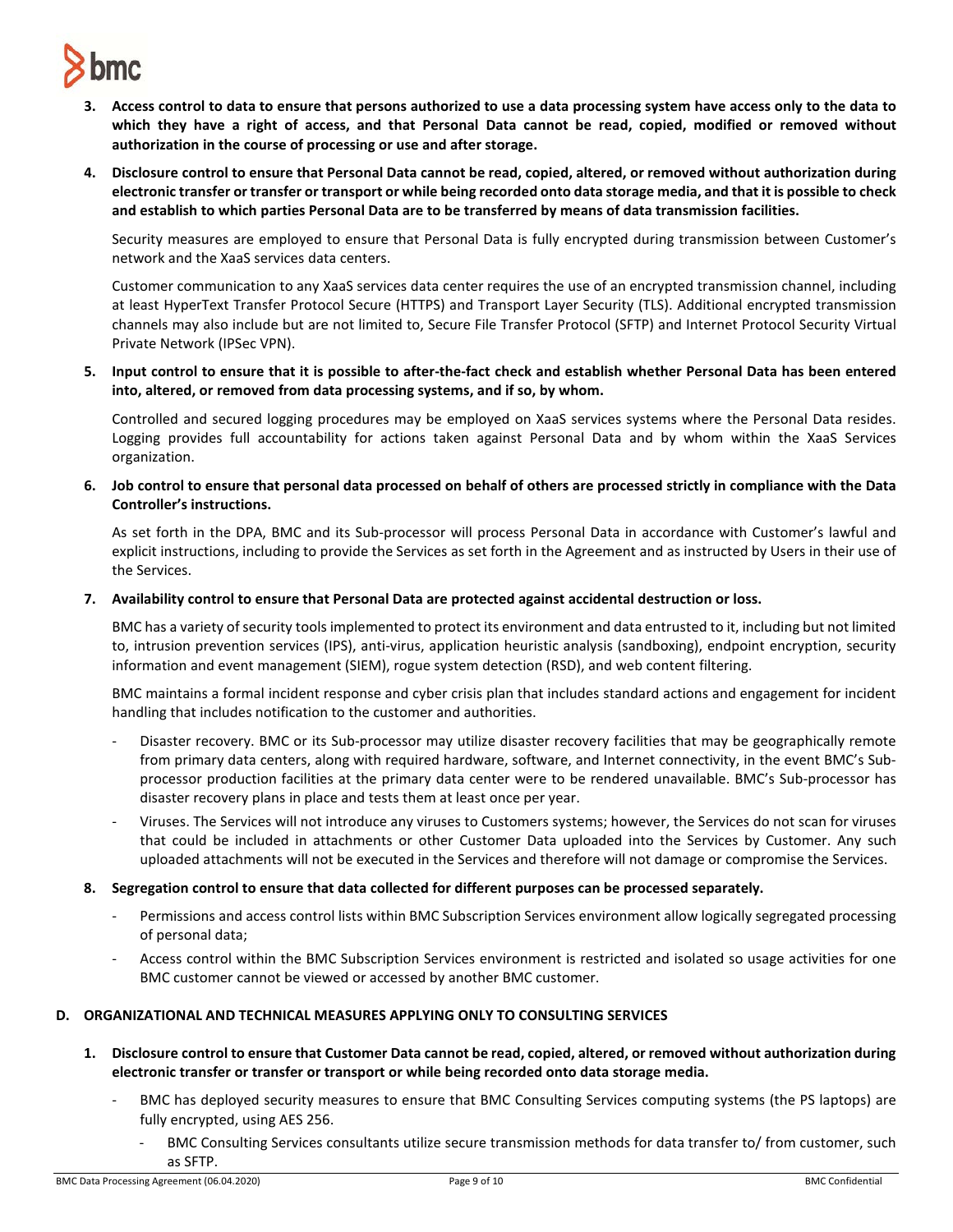3. **Access control to data to ensure that persons authorized to use a data processing system have access only to the data to which they have a right of access, and that Personal Data cannot be read, copied, modified or removed without authorization in the course of processing or use and after storage.**

4. **Disclosure control to ensure that Personal Data cannot be read, copied, altered, or removed without authorization during electronic transfer or transfer or transport or while being recorded onto data storage media, and that it is possible to check and establish to which parties Personal Data are to be transferred by means of data transmission facilities.**

   Security measures are employed to ensure that Personal Data is fully encrypted during transmission between Customer's network and the XaaS services data centers.

   Customer communication to any XaaS services data center requires the use of an encrypted transmission channel, including at least HyperText Transfer Protocol Secure (HTTPS) and Transport Layer Security (TLS). Additional encrypted transmission channels may also include but are not limited to, Secure File Transfer Protocol (SFTP) and Internet Protocol Security Virtual Private Network (IPSec VPN).

5. **Input control to ensure that it is possible to after-the-fact check and establish whether Personal Data has been entered into, altered, or removed from data processing systems, and if so, by whom.**

   Controlled and secured logging procedures may be employed on XaaS services systems where the Personal Data resides. Logging provides full accountability for actions taken against Personal Data and by whom within the XaaS Services organization.

6. **Job control to ensure that personal data processed on behalf of others are processed strictly in compliance with the Data Controller's instructions.**

   As set forth in the DPA, BMC and its Sub-processor will process Personal Data in accordance with Customer's lawful and explicit instructions, including to provide the Services as set forth in the Agreement and as instructed by Users in their use of the Services.

7. **Availability control to ensure that Personal Data are protected against accidental destruction or loss.**

   BMC has a variety of security tools implemented to protect its environment and data entrusted to it, including but not limited to, intrusion prevention services (IPS), anti-virus, application heuristic analysis (sandboxing), endpoint encryption, security information and event management (SIEM), rogue system detection (RSD), and web content filtering.

   BMC maintains a formal incident response and cyber crisis plan that includes standard actions and engagement for incident handling that includes notification to the customer and authorities.

   - Disaster recovery. BMC or its Sub-processor may utilize disaster recovery facilities that may be geographically remote from primary data centers, along with required hardware, software, and Internet connectivity, in the event BMC's Sub-processor production facilities at the primary data center were to be rendered unavailable. BMC's Sub-processor has disaster recovery plans in place and tests them at least once per year.
   - Viruses. The Services will not introduce any viruses to Customers systems; however, the Services do not scan for viruses that could be included in attachments or other Customer Data uploaded into the Services by Customer. Any such uploaded attachments will not be executed in the Services and therefore will not damage or compromise the Services.

8. **Segregation control to ensure that data collected for different purposes can be processed separately.**

   - Permissions and access control lists within BMC Subscription Services environment allow logically segregated processing of personal data;
   - Access control within the BMC Subscription Services environment is restricted and isolated so usage activities for one BMC customer cannot be viewed or accessed by another BMC customer.

## D. ORGANIZATIONAL AND TECHNICAL MEASURES APPLYING ONLY TO CONSULTING SERVICES

1. **Disclosure control to ensure that Customer Data cannot be read, copied, altered, or removed without authorization during electronic transfer or transfer or transport or while being recorded onto data storage media.**

   - BMC has deployed security measures to ensure that BMC Consulting Services computing systems (the PS laptops) are fully encrypted, using AES 256.
     - BMC Consulting Services consultants utilize secure transmission methods for data transfer to/ from customer, such as SFTP.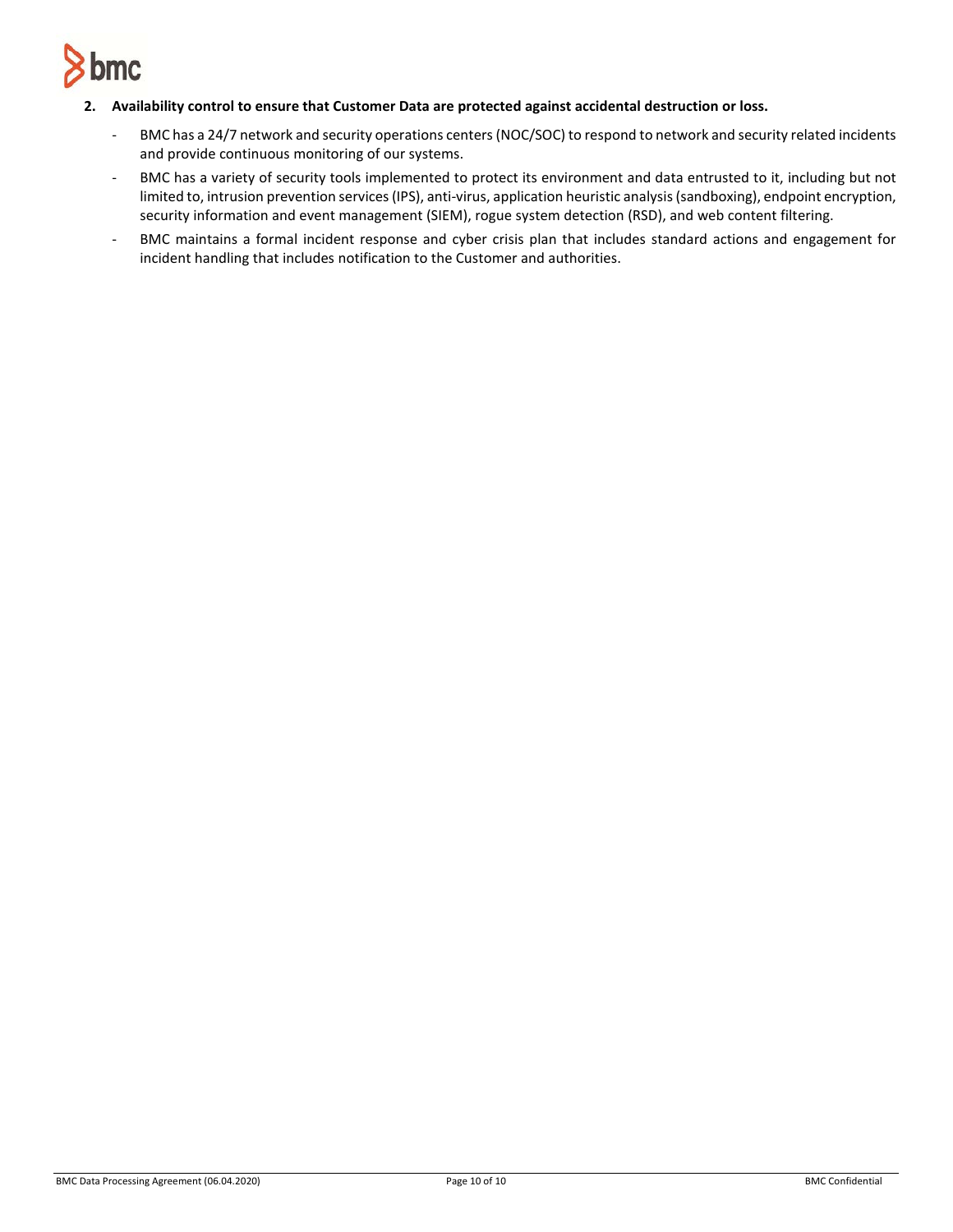**2. Availability control to ensure that Customer Data are protected against accidental destruction or loss.**

- BMC has a 24/7 network and security operations centers (NOC/SOC) to respond to network and security related incidents and provide continuous monitoring of our systems.
- BMC has a variety of security tools implemented to protect its environment and data entrusted to it, including but not limited to, intrusion prevention services (IPS), anti-virus, application heuristic analysis (sandboxing), endpoint encryption, security information and event management (SIEM), rogue system detection (RSD), and web content filtering.
- BMC maintains a formal incident response and cyber crisis plan that includes standard actions and engagement for incident handling that includes notification to the Customer and authorities.